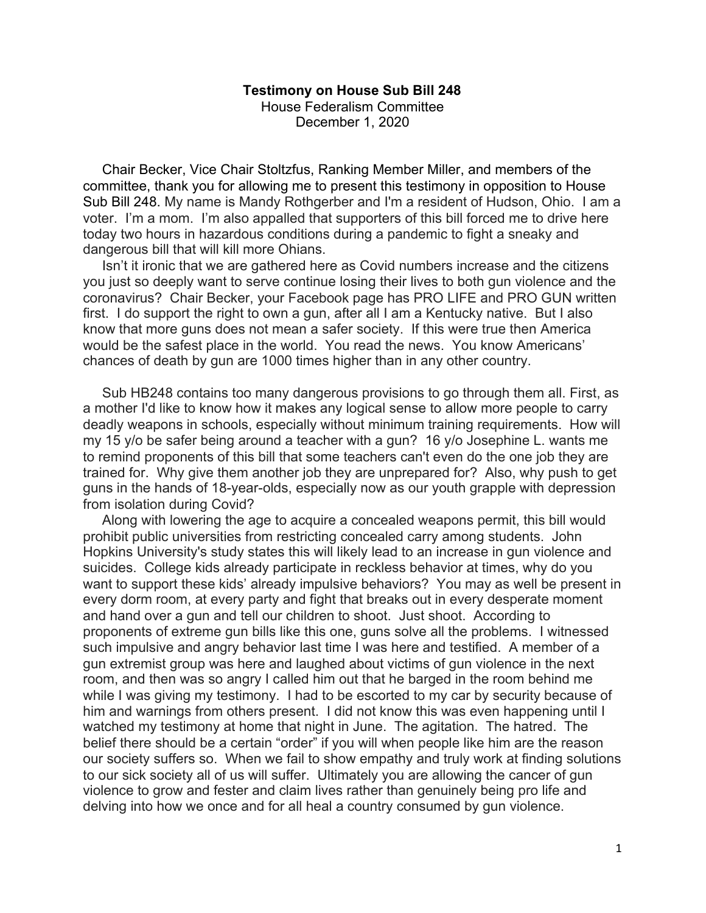**Testimony on House Sub Bill 248**

House Federalism Committee

December 1, 2020

Chair Becker, Vice Chair Stoltzfus, Ranking Member Miller, and members of the committee, thank you for allowing me to present this testimony in opposition to House Sub Bill 248. My name is Mandy Rothgerber and I'm a resident of Hudson, Ohio. I am a voter. I'm a mom. I'm also appalled that supporters of this bill forced me to drive here today two hours in hazardous conditions during a pandemic to fight a sneaky and dangerous bill that will kill more Ohians.

Isn't it ironic that we are gathered here as Covid numbers increase and the citizens you just so deeply want to serve continue losing their lives to both gun violence and the coronavirus? Chair Becker, your Facebook page has PRO LIFE and PRO GUN written first. I do support the right to own a gun, after all I am a Kentucky native. But I also know that more guns does not mean a safer society. If this were true then America would be the safest place in the world. You read the news. You know Americans' chances of death by gun are 1000 times higher than in any other country.

Sub HB248 contains too many dangerous provisions to go through them all. First, as a mother I'd like to know how it makes any logical sense to allow more people to carry deadly weapons in schools, especially without minimum training requirements. How will my 15 y/o be safer being around a teacher with a gun? 16 y/o Josephine L. wants me to remind proponents of this bill that some teachers can't even do the one job they are trained for. Why give them another job they are unprepared for? Also, why push to get guns in the hands of 18-year-olds, especially now as our youth grapple with depression from isolation during Covid?

Along with lowering the age to acquire a concealed weapons permit, this bill would prohibit public universities from restricting concealed carry among students. John Hopkins University's study states this will likely lead to an increase in gun violence and suicides. College kids already participate in reckless behavior at times, why do you want to support these kids' already impulsive behaviors? You may as well be present in every dorm room, at every party and fight that breaks out in every desperate moment and hand over a gun and tell our children to shoot. Just shoot. According to proponents of extreme gun bills like this one, guns solve all the problems. I witnessed such impulsive and angry behavior last time I was here and testified. A member of a gun extremist group was here and laughed about victims of gun violence in the next room, and then was so angry I called him out that he barged in the room behind me while I was giving my testimony. I had to be escorted to my car by security because of him and warnings from others present. I did not know this was even happening until I watched my testimony at home that night in June. The agitation. The hatred. The belief there should be a certain "order" if you will when people like him are the reason our society suffers so. When we fail to show empathy and truly work at finding solutions to our sick society all of us will suffer. Ultimately you are allowing the cancer of gun violence to grow and fester and claim lives rather than genuinely being pro life and delving into how we once and for all heal a country consumed by gun violence.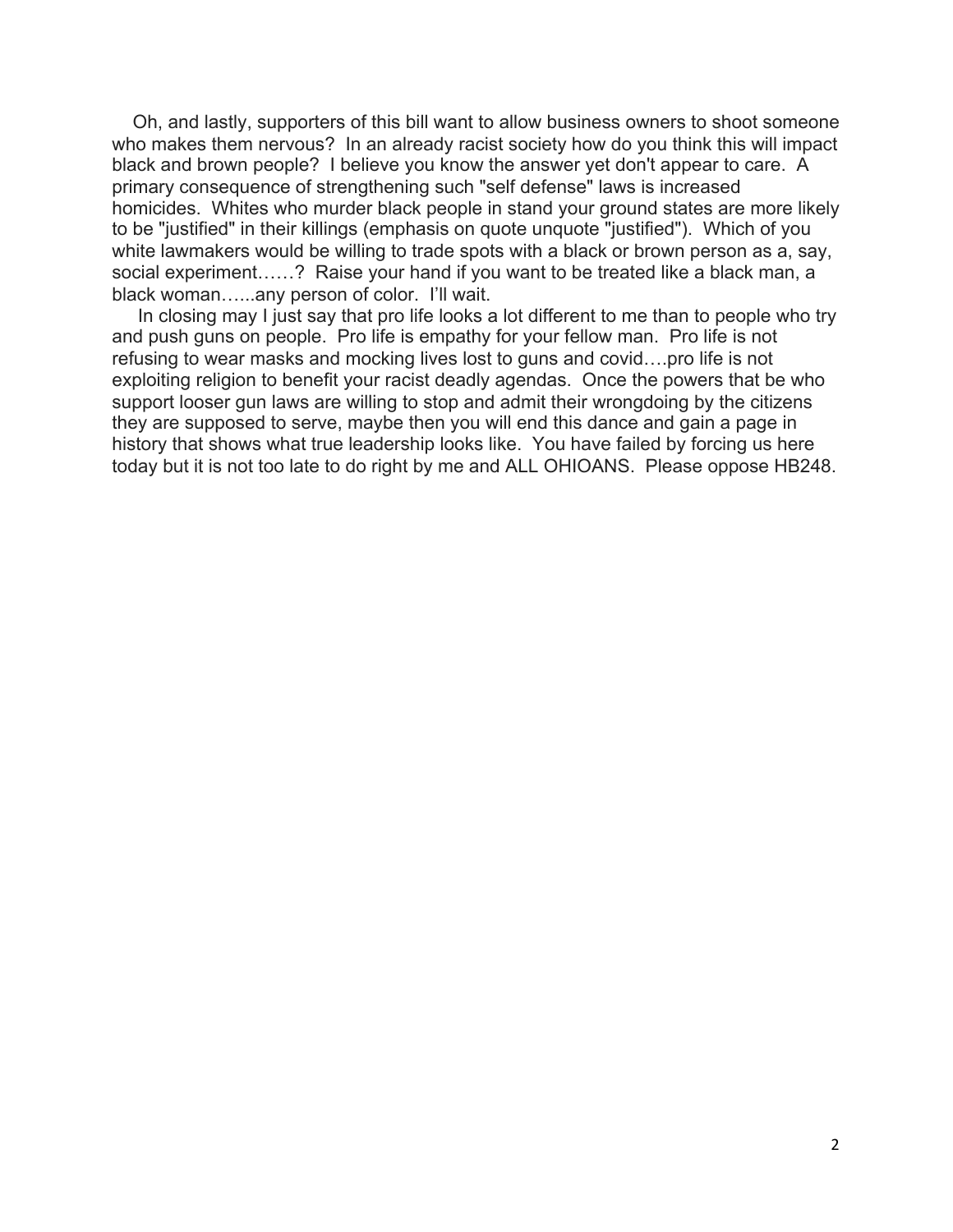Oh, and lastly, supporters of this bill want to allow business owners to shoot someone who makes them nervous? In an already racist society how do you think this will impact black and brown people? I believe you know the answer yet don't appear to care. A primary consequence of strengthening such "self defense" laws is increased homicides. Whites who murder black people in stand your ground states are more likely to be "justified" in their killings (emphasis on quote unquote "justified"). Which of you white lawmakers would be willing to trade spots with a black or brown person as a, say, social experiment……? Raise your hand if you want to be treated like a black man, a black woman…...any person of color. I'll wait.

In closing may I just say that pro life looks a lot different to me than to people who try and push guns on people. Pro life is empathy for your fellow man. Pro life is not refusing to wear masks and mocking lives lost to guns and covid….pro life is not exploiting religion to benefit your racist deadly agendas. Once the powers that be who support looser gun laws are willing to stop and admit their wrongdoing by the citizens they are supposed to serve, maybe then you will end this dance and gain a page in history that shows what true leadership looks like. You have failed by forcing us here today but it is not too late to do right by me and ALL OHIOANS. Please oppose HB248.